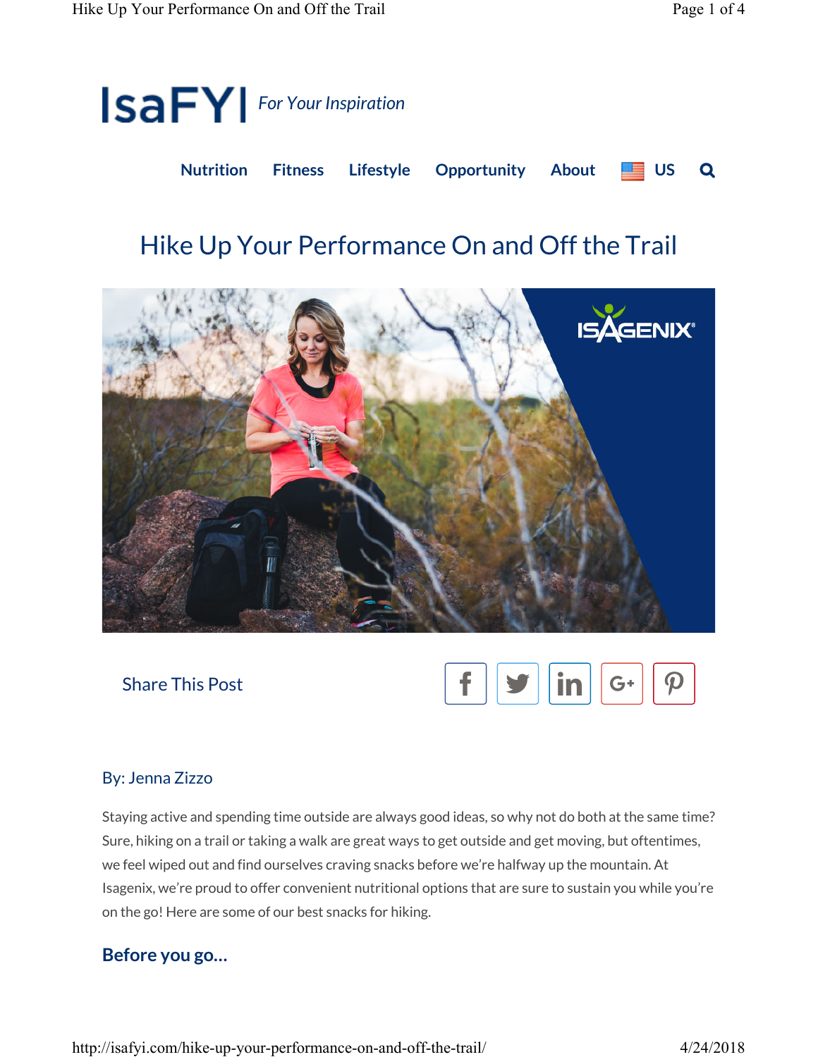IsaFYI *For Your Inspiration*

Nutrition Fitness Lifestyle Opportunity About US

# Hike Up Your Performance On and Off the Trail

Share This Post

By: Jenna Zizzo

Staying active and spending time outside are always good ideas, so why not do both at the same time? Sure, hiking on a trail or taking a walk are great ways to get outside and get moving, but oftentimes, we feel wiped out and find ourselves craving snacks before we're halfway up the mountain. At Isagenix, we're proud to offer convenient nutritional options that are sure to sustain you while you're on the go! Here are some of our best snacks for hiking.

## Before you go…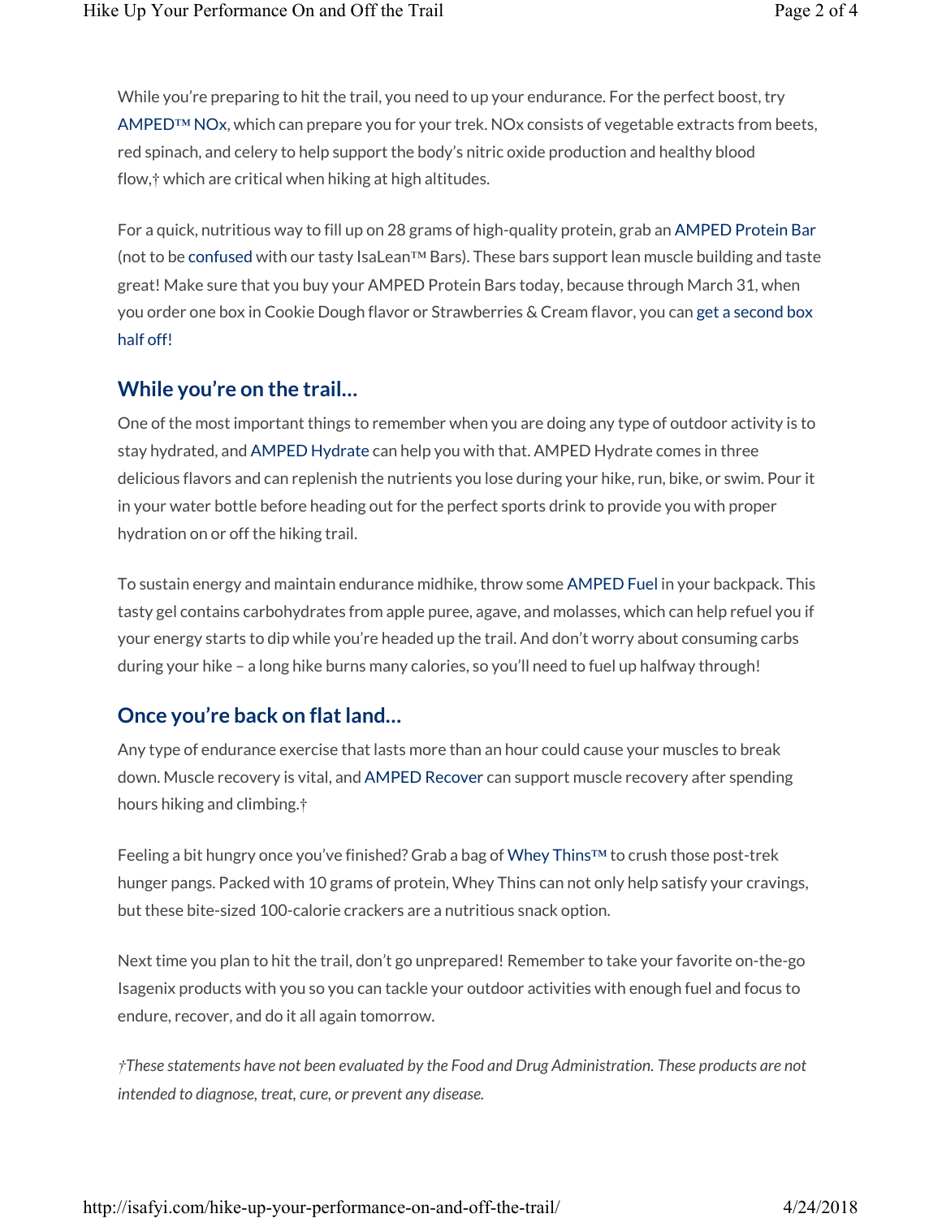While you're preparing to hit the trail, you need to up your endurance. For the perfect boost, try AMPED™ NOx, which can prepare you for your trek. NOx consists of vegetable extracts from beets, red spinach, and celery to help support the body's nitric oxide production and healthy blood flow,† which are critical when hiking at high altitudes.

For a quick, nutritious way to fill up on 28 grams of high-quality protein, grab an AMPED Protein Bar (not to be confused with our tasty IsaLean™ Bars). These bars support lean muscle building and taste great! Make sure that you buy your AMPED Protein Bars today, because through March 31, when you order one box in Cookie Dough flavor or Strawberries & Cream flavor, you can get a second box half off!

## While you're on the trail…

One of the most important things to remember when you are doing any type of outdoor activity is to stay hydrated, and AMPED Hydrate can help you with that. AMPED Hydrate comes in three delicious flavors and can replenish the nutrients you lose during your hike, run, bike, or swim. Pour it in your water bottle before heading out for the perfect sports drink to provide you with proper hydration on or off the hiking trail.

To sustain energy and maintain endurance midhike, throw some AMPED Fuel in your backpack. This tasty gel contains carbohydrates from apple puree, agave, and molasses, which can help refuel you if your energy starts to dip while you're headed up the trail. And don't worry about consuming carbs during your hike – a long hike burns many calories, so you'll need to fuel up halfway through!

## Once you're back on flat land…

Any type of endurance exercise that lasts more than an hour could cause your muscles to break down. Muscle recovery is vital, and AMPED Recover can support muscle recovery after spending hours hiking and climbing.†

Feeling a bit hungry once you've finished? Grab a bag of Whey Thins™ to crush those post-trek hunger pangs. Packed with 10 grams of protein, Whey Thins can not only help satisfy your cravings, but these bite-sized 100-calorie crackers are a nutritious snack option.

Next time you plan to hit the trail, don't go unprepared! Remember to take your favorite on-the-go Isagenix products with you so you can tackle your outdoor activities with enough fuel and focus to endure, recover, and do it all again tomorrow.

*†These statements have not been evaluated by the Food and Drug Administration. These products are not intended to diagnose, treat, cure, or prevent any disease.*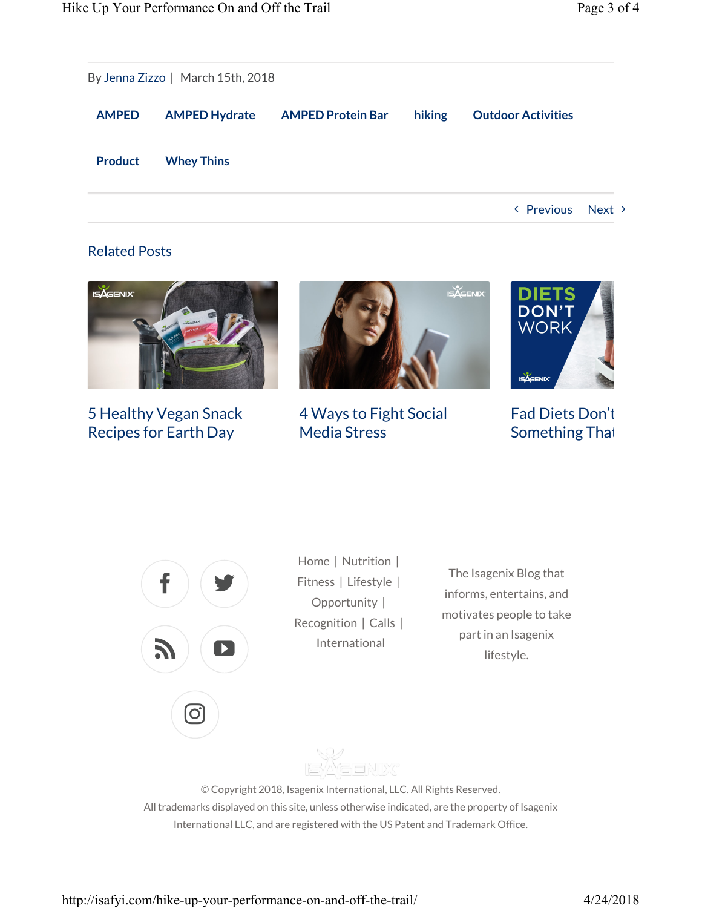By Jenna Zizzo | March 15th, 2018

AMPED AMPED Hydrate AMPED Protein Bar hiking Outdoor Activities

Product Whey Thins

‹ Previous Next ›

## Related Posts

5 Healthy Vegan Snack Recipes for Earth Day

4 Ways to Fight Social Media Stress

Fad Diets Don't Something That

Home | Nutrition | Fitness | Lifestyle | Opportunity | Recognition | Calls | International

The Isagenix Blog that informs, entertains, and motivates people to take part in an Isagenix lifestyle.

© Copyright 2018, Isagenix International, LLC. All Rights Reserved.
All trademarks displayed on this site, unless otherwise indicated, are the property of Isagenix International LLC, and are registered with the US Patent and Trademark Office.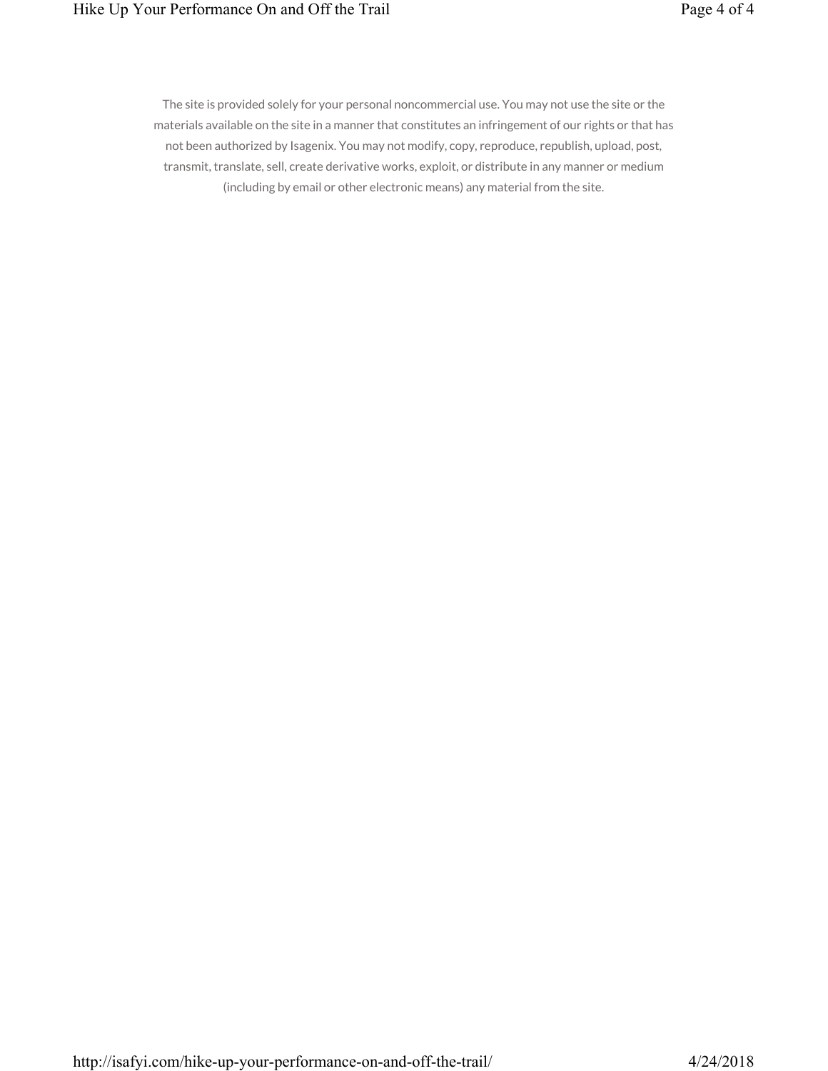The site is provided solely for your personal noncommercial use. You may not use the site or the materials available on the site in a manner that constitutes an infringement of our rights or that has not been authorized by Isagenix. You may not modify, copy, reproduce, republish, upload, post, transmit, translate, sell, create derivative works, exploit, or distribute in any manner or medium (including by email or other electronic means) any material from the site.